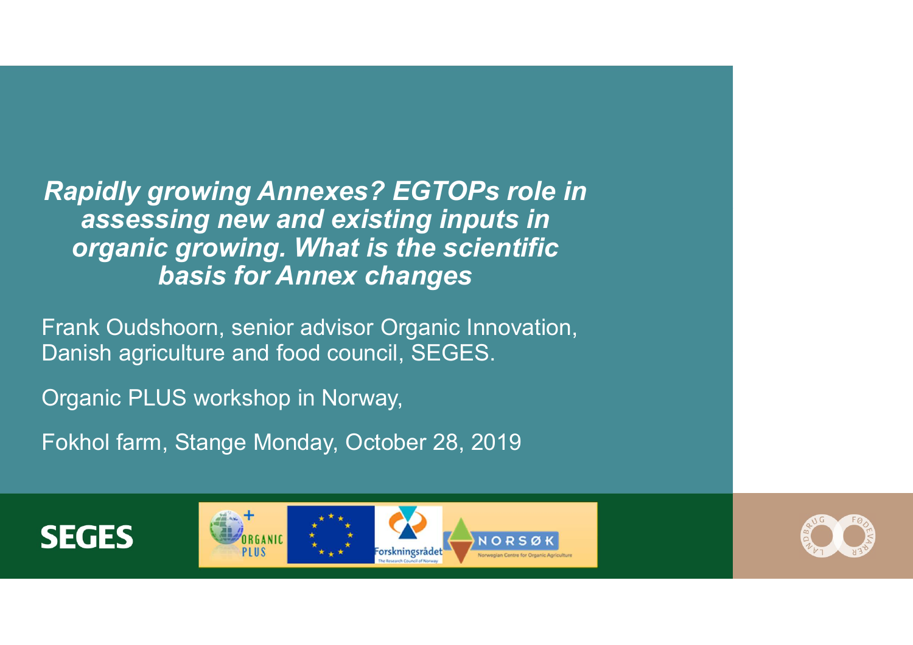# *Rapidly growing Annexes? EGTOPs role in assessing new and existing inputs in organic growing. What is the scientific basis for Annex changes*

Frank Oudshoorn, senior advisor Organic Innovation, Danish agriculture and food council, SEGES.

Organic PLUS workshop in Norway,

Fokhol farm, Stange Monday, October 28, 2019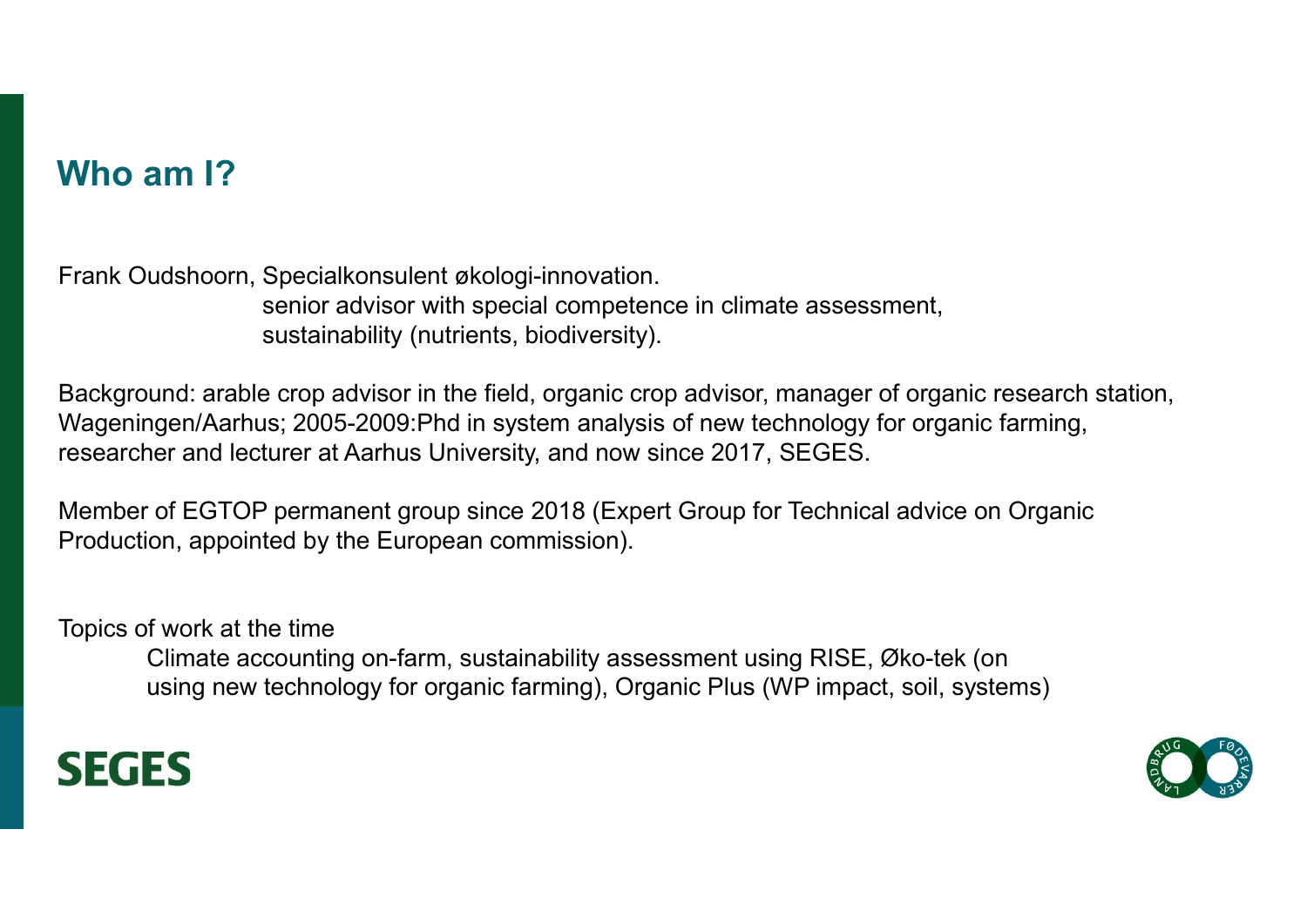## Who am I?

Frank Oudshoorn, Specialkonsulent økologi-innovation.
senior advisor with special competence in climate assessment,
sustainability (nutrients, biodiversity).

Background: arable crop advisor in the field, organic crop advisor, manager of organic research station, Wageningen/Aarhus; 2005-2009:Phd in system analysis of new technology for organic farming, researcher and lecturer at Aarhus University, and now since 2017, SEGES.

Member of EGTOP permanent group since 2018 (Expert Group for Technical advice on Organic Production, appointed by the European commission).

Topics of work at the time

Climate accounting on-farm, sustainability assessment using RISE, Øko-tek (on using new technology for organic farming), Organic Plus (WP impact, soil, systems)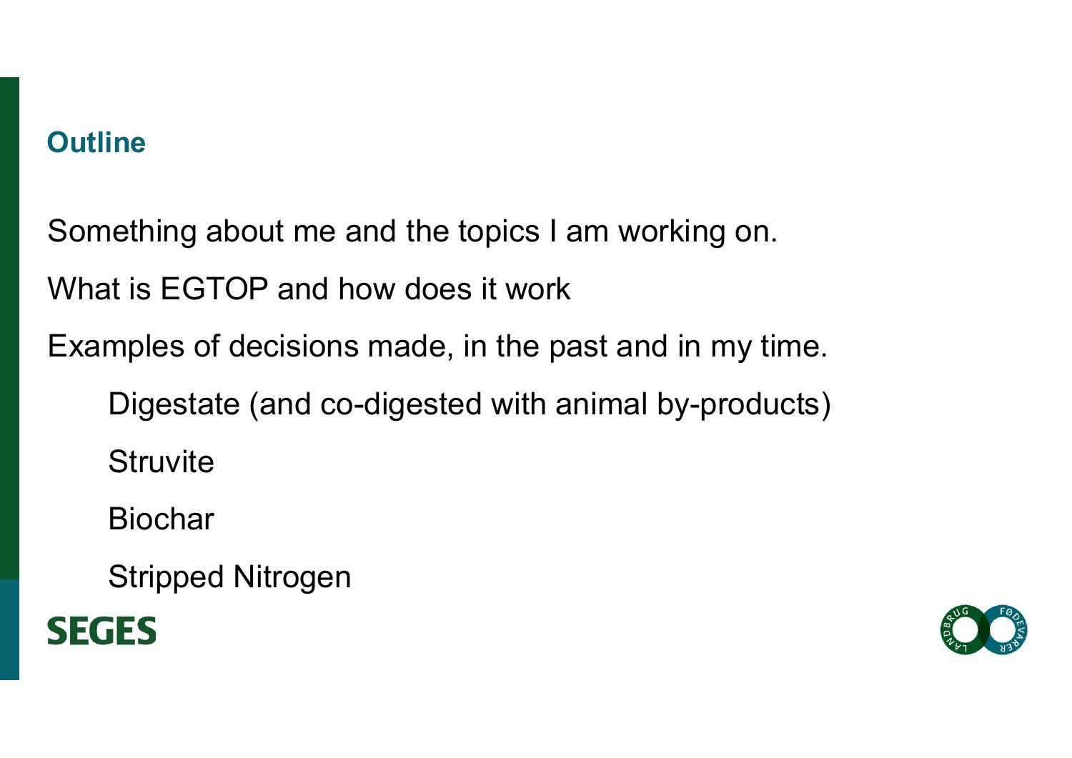## Outline

Something about me and the topics I am working on.

What is EGTOP and how does it work

Examples of decisions made, in the past and in my time.

- Digestate (and co-digested with animal by-products)
- Struvite
- Biochar
- Stripped Nitrogen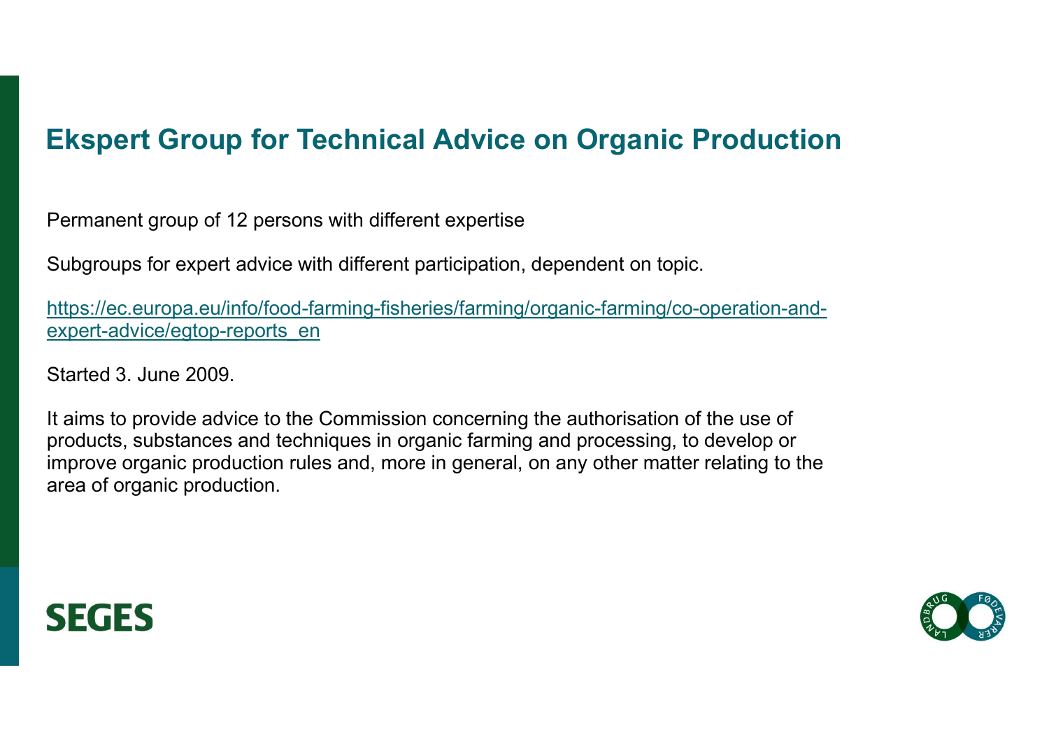# Ekspert Group for Technical Advice on Organic Production

Permanent group of 12 persons with different expertise

Subgroups for expert advice with different participation, dependent on topic.

https://ec.europa.eu/info/food-farming-fisheries/farming/organic-farming/co-operation-and-expert-advice/egtop-reports_en

Started 3. June 2009.

It aims to provide advice to the Commission concerning the authorisation of the use of products, substances and techniques in organic farming and processing, to develop or improve organic production rules and, more in general, on any other matter relating to the area of organic production.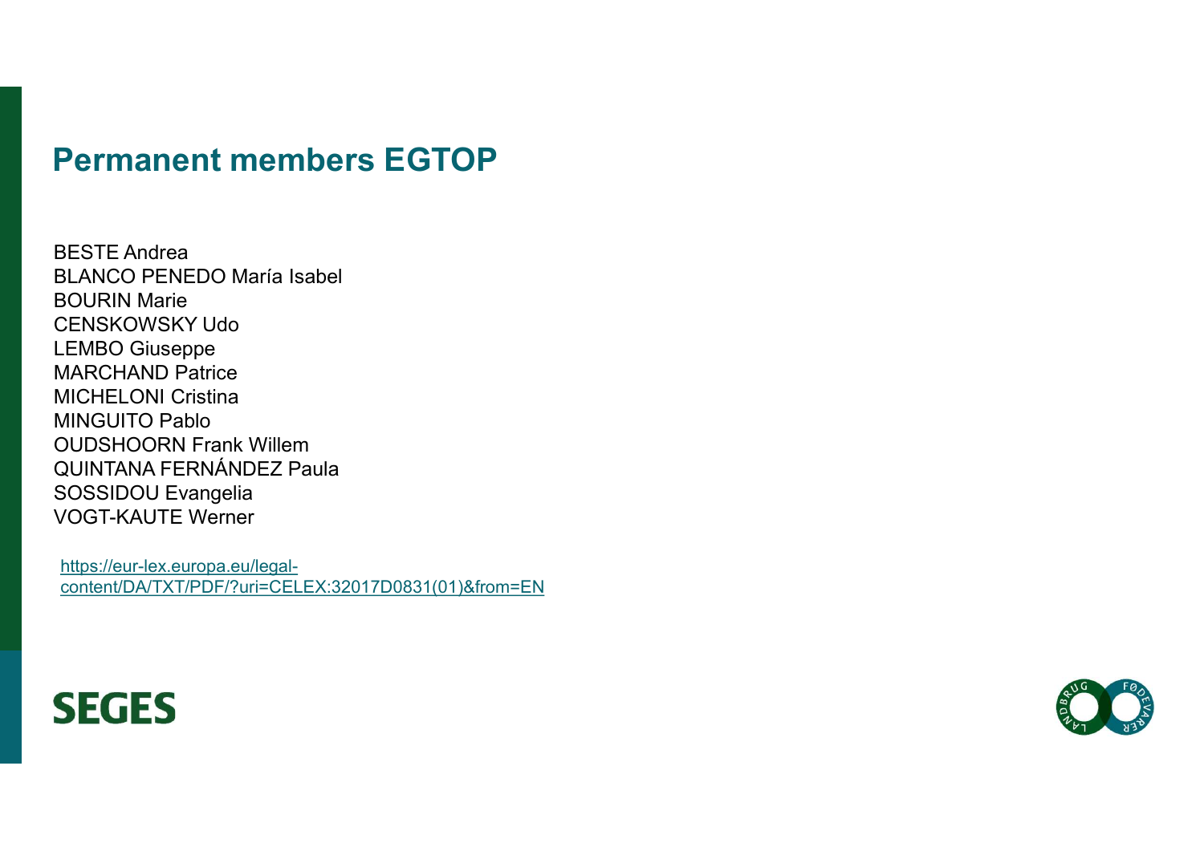# Permanent members EGTOP

BESTE Andrea
BLANCO PENEDO María Isabel
BOURIN Marie
CENSKOWSKY Udo
LEMBO Giuseppe
MARCHAND Patrice
MICHELONI Cristina
MINGUITO Pablo
OUDSHOORN Frank Willem
QUINTANA FERNÁNDEZ Paula
SOSSIDOU Evangelia
VOGT-KAUTE Werner

https://eur-lex.europa.eu/legal-content/DA/TXT/PDF/?uri=CELEX:32017D0831(01)&from=EN

SEGES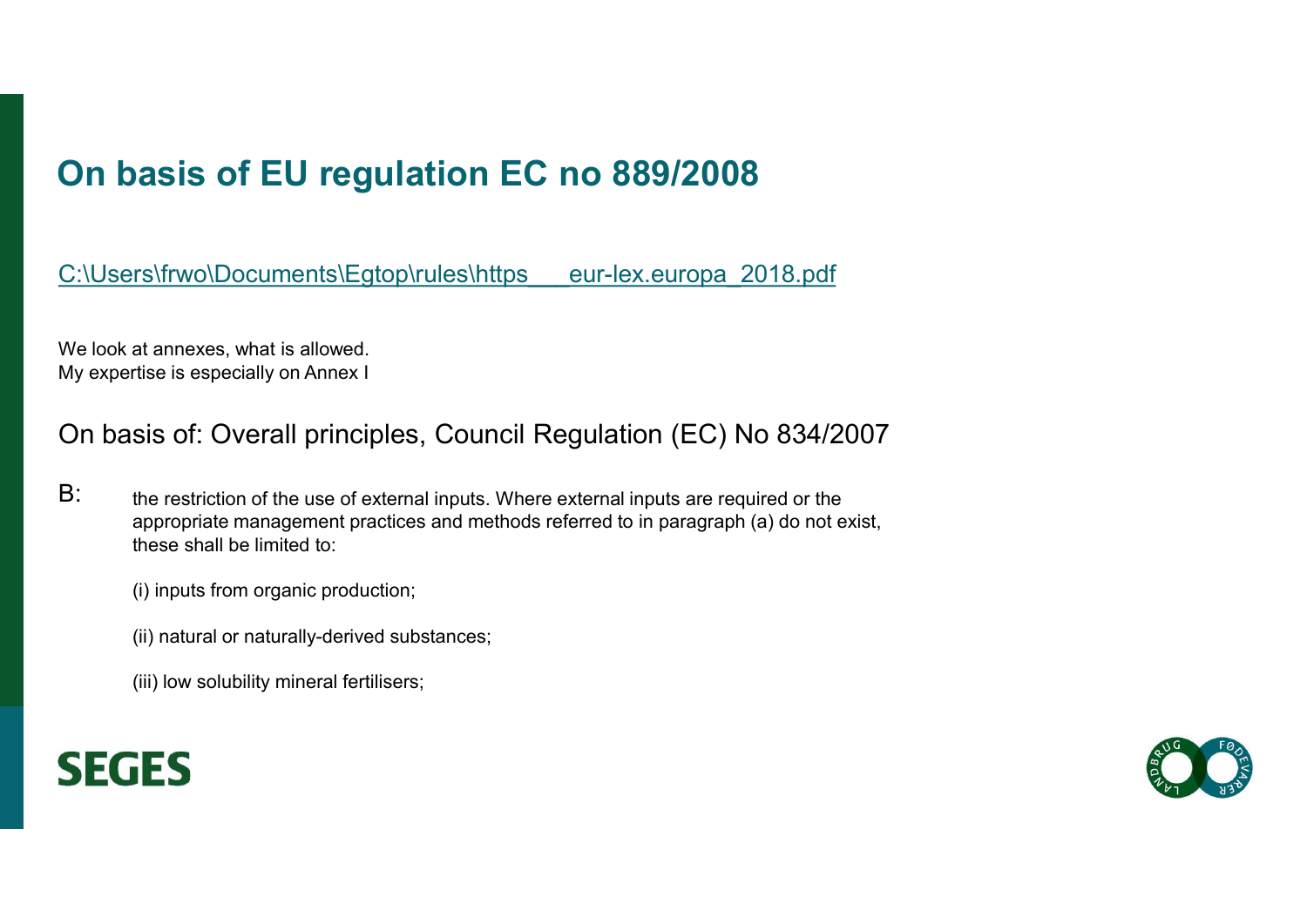# On basis of EU regulation EC no 889/2008

C:\Users\frwo\Documents\Egtop\rules\https___eur-lex.europa_2018.pdf

We look at annexes, what is allowed.
My expertise is especially on Annex I

## On basis of: Overall principles, Council Regulation (EC) No 834/2007

B: the restriction of the use of external inputs. Where external inputs are required or the appropriate management practices and methods referred to in paragraph (a) do not exist, these shall be limited to:

(i) inputs from organic production;

(ii) natural or naturally-derived substances;

(iii) low solubility mineral fertilisers;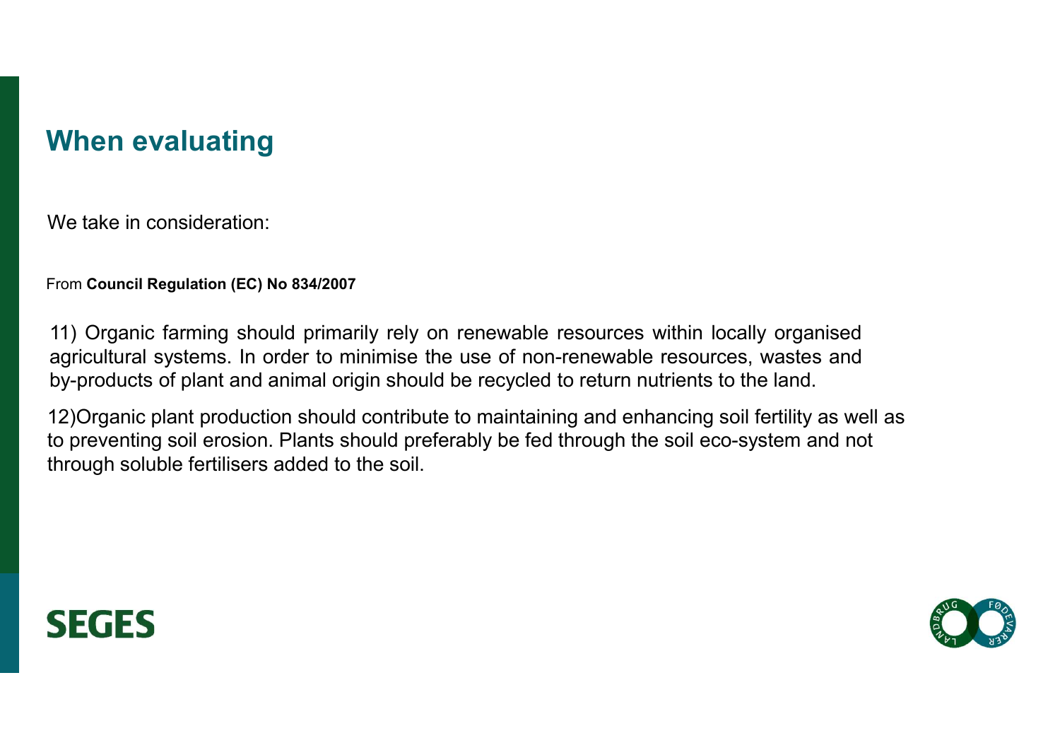## When evaluating

We take in consideration:

From **Council Regulation (EC) No 834/2007**

11) Organic farming should primarily rely on renewable resources within locally organised agricultural systems. In order to minimise the use of non-renewable resources, wastes and by-products of plant and animal origin should be recycled to return nutrients to the land.

12)Organic plant production should contribute to maintaining and enhancing soil fertility as well as to preventing soil erosion. Plants should preferably be fed through the soil eco-system and not through soluble fertilisers added to the soil.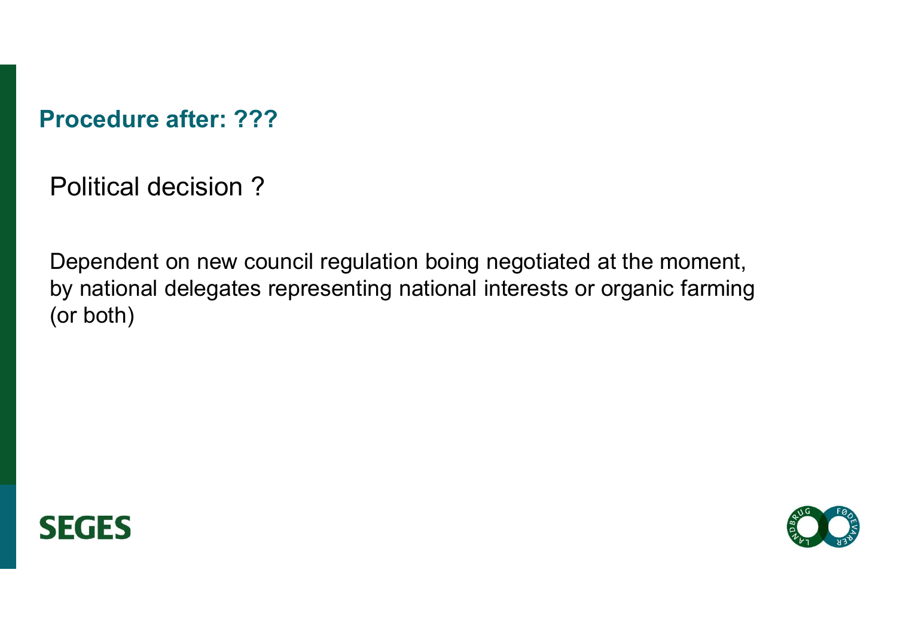## Procedure after: ???

Political decision ?

Dependent on new council regulation boing negotiated at the moment, by national delegates representing national interests or organic farming (or both)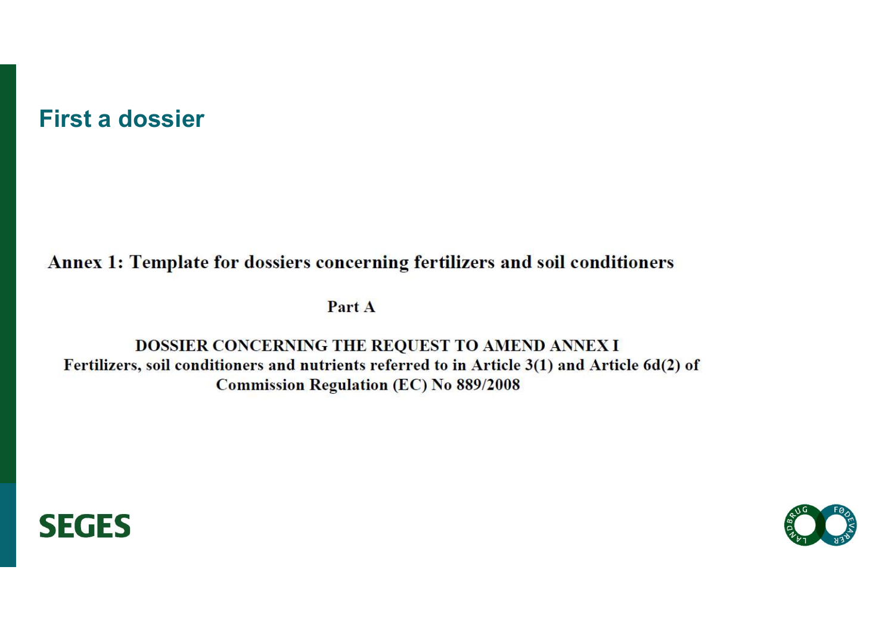# First a dossier

**Annex 1: Template for dossiers concerning fertilizers and soil conditioners**

**Part A**

**DOSSIER CONCERNING THE REQUEST TO AMEND ANNEX I**
**Fertilizers, soil conditioners and nutrients referred to in Article 3(1) and Article 6d(2) of Commission Regulation (EC) No 889/2008**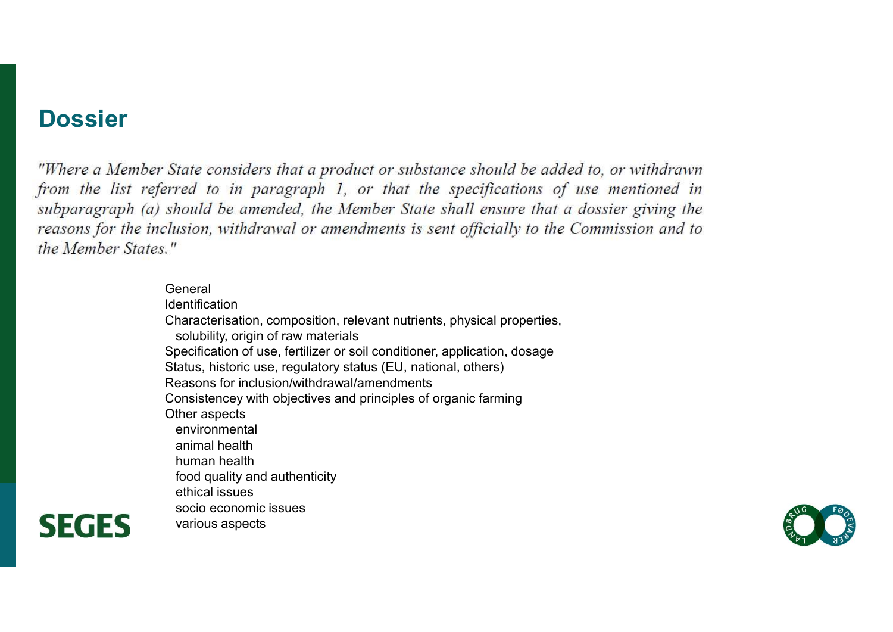## Dossier

*"Where a Member State considers that a product or substance should be added to, or withdrawn from the list referred to in paragraph 1, or that the specifications of use mentioned in subparagraph (a) should be amended, the Member State shall ensure that a dossier giving the reasons for the inclusion, withdrawal or amendments is sent officially to the Commission and to the Member States."*

- General
- Identification
- Characterisation, composition, relevant nutrients, physical properties, solubility, origin of raw materials
- Specification of use, fertilizer or soil conditioner, application, dosage
- Status, historic use, regulatory status (EU, national, others)
- Reasons for inclusion/withdrawal/amendments
- Consistencey with objectives and principles of organic farming
- Other aspects
  - environmental
  - animal health
  - human health
  - food quality and authenticity
  - ethical issues
  - socio economic issues
  - various aspects

SEGES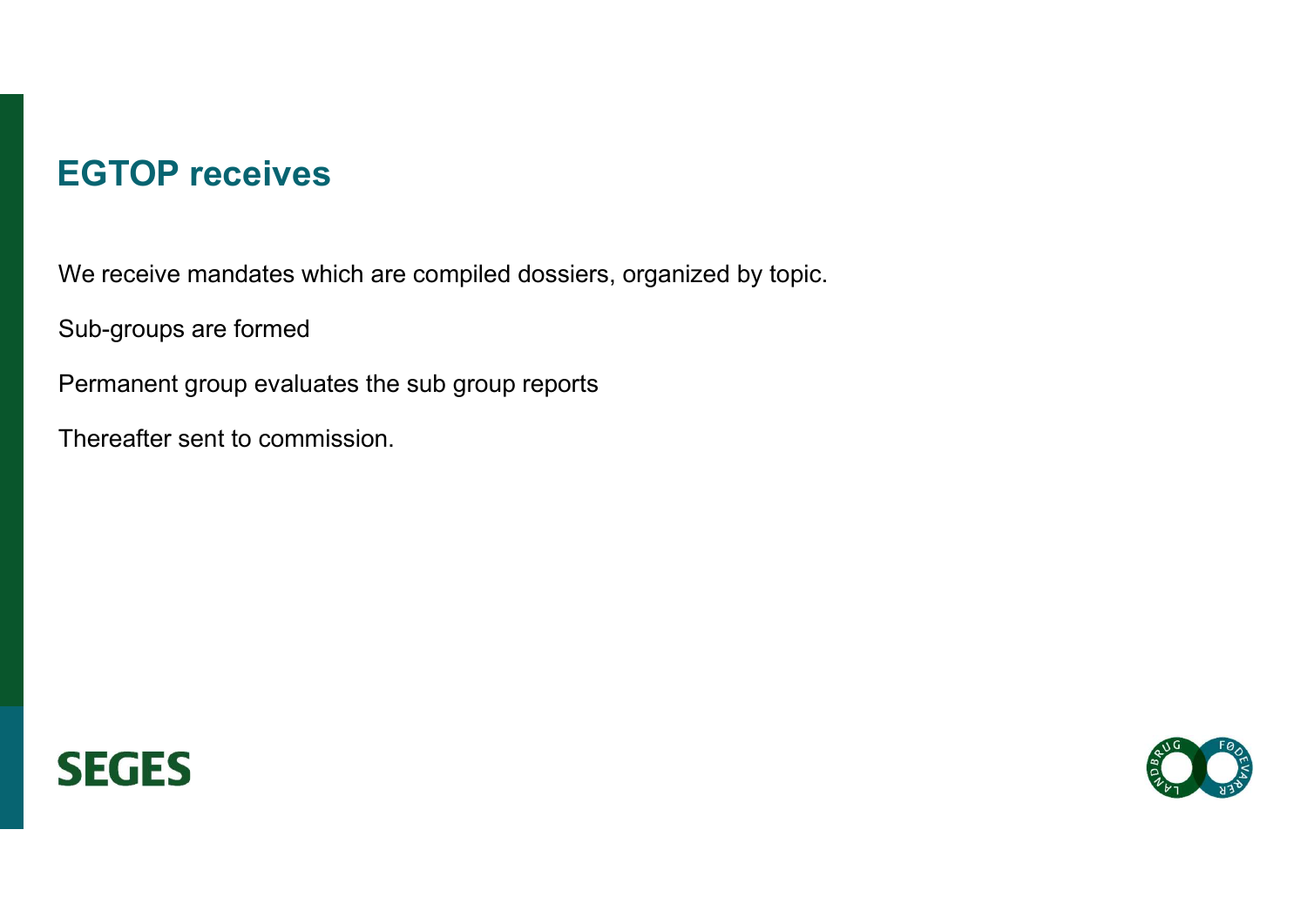# EGTOP receives

We receive mandates which are compiled dossiers, organized by topic.

Sub-groups are formed

Permanent group evaluates the sub group reports

Thereafter sent to commission.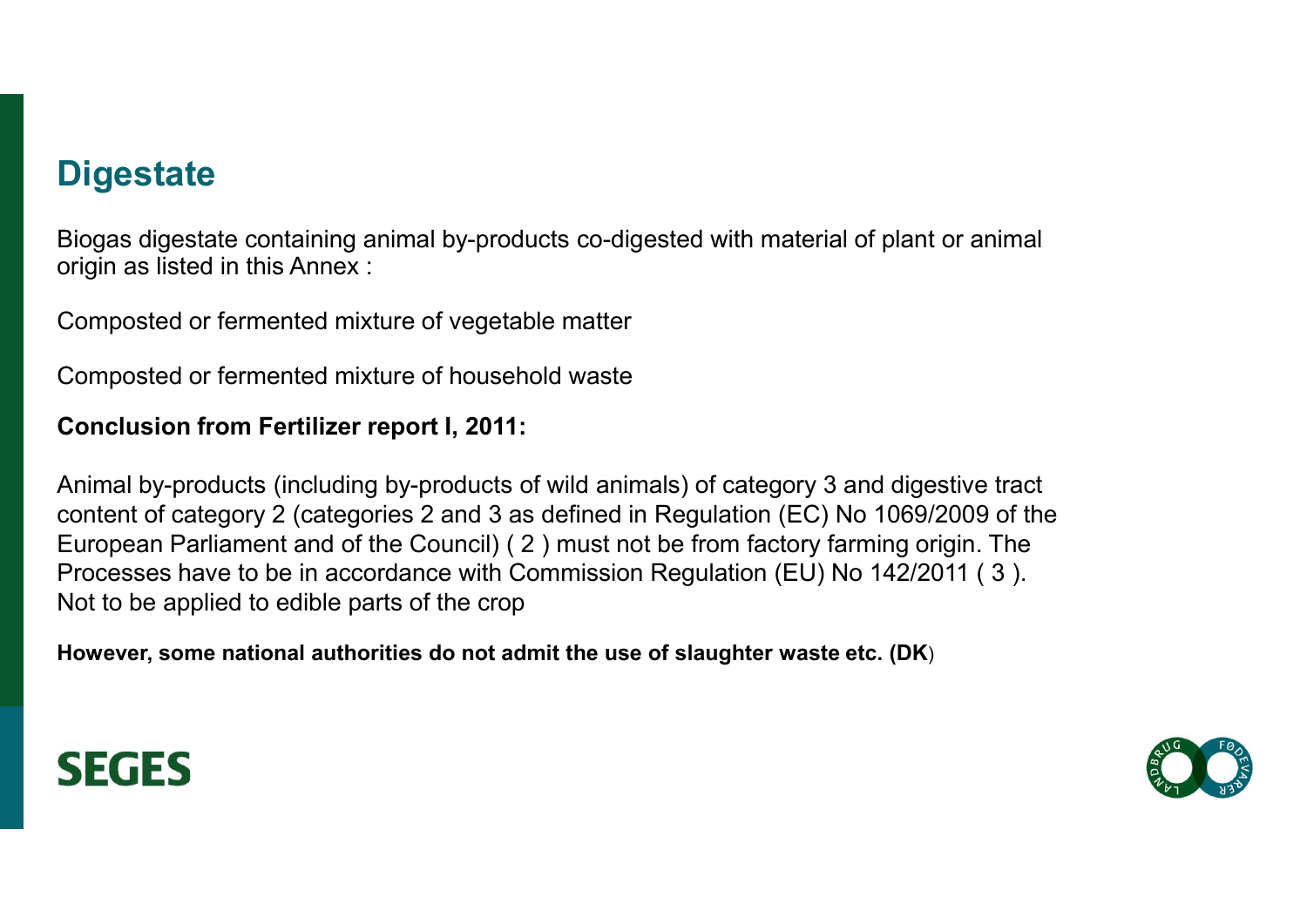## Digestate

Biogas digestate containing animal by-products co-digested with material of plant or animal origin as listed in this Annex :

Composted or fermented mixture of vegetable matter

Composted or fermented mixture of household waste

**Conclusion from Fertilizer report I, 2011:**

Animal by-products (including by-products of wild animals) of category 3 and digestive tract content of category 2 (categories 2 and 3 as defined in Regulation (EC) No 1069/2009 of the European Parliament and of the Council) ( 2 ) must not be from factory farming origin. The Processes have to be in accordance with Commission Regulation (EU) No 142/2011 ( 3 ). Not to be applied to edible parts of the crop

**However, some national authorities do not admit the use of slaughter waste etc. (DK**)

SEGES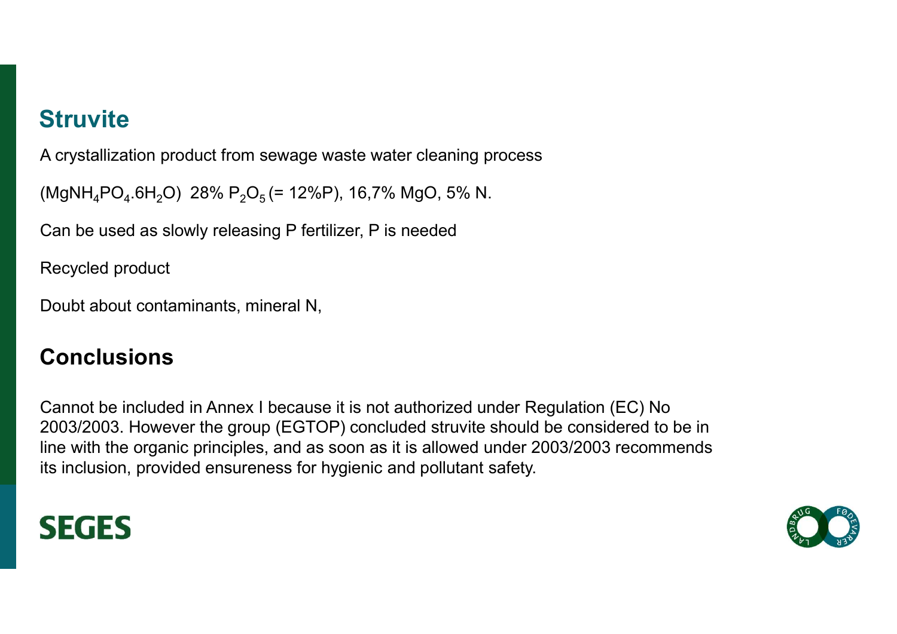## Struvite

A crystallization product from sewage waste water cleaning process

($MgNH_4PO_4.6H_2O$)  28% $P_2O_5$ (= 12%P), 16,7% MgO, 5% N.

Can be used as slowly releasing P fertilizer, P is needed

Recycled product

Doubt about contaminants, mineral N,

## Conclusions

Cannot be included in Annex I because it is not authorized under Regulation (EC) No 2003/2003. However the group (EGTOP) concluded struvite should be considered to be in line with the organic principles, and as soon as it is allowed under 2003/2003 recommends its inclusion, provided ensureness for hygienic and pollutant safety.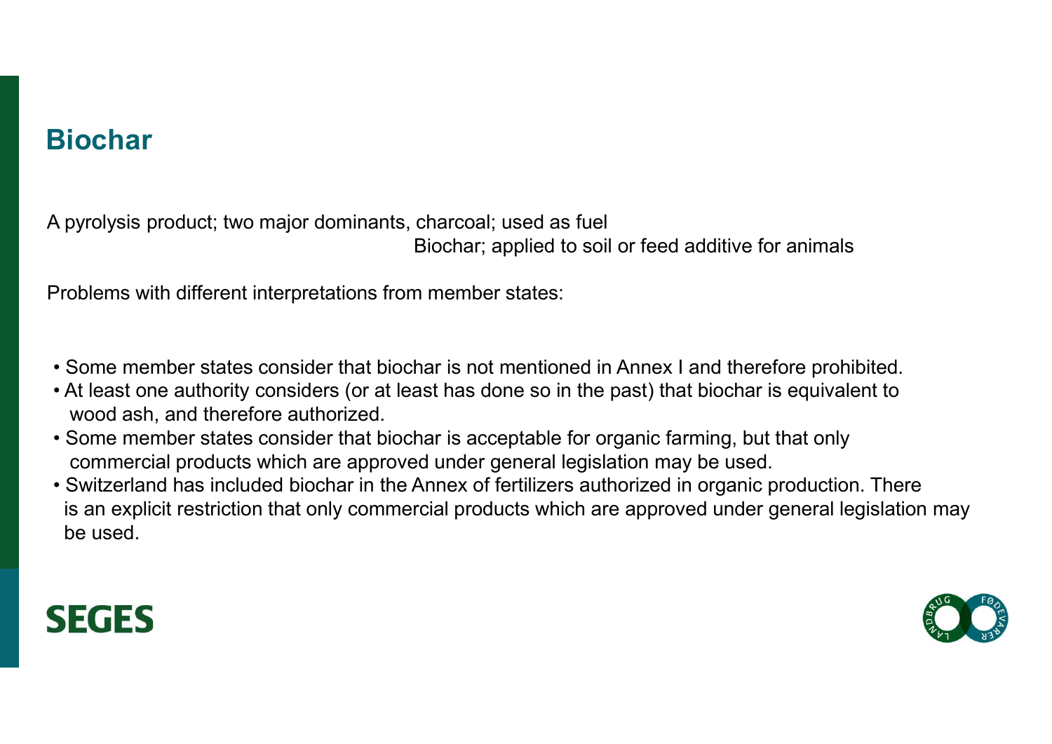## Biochar

A pyrolysis product; two major dominants, charcoal; used as fuel
Biochar; applied to soil or feed additive for animals

Problems with different interpretations from member states:

- Some member states consider that biochar is not mentioned in Annex I and therefore prohibited.
- At least one authority considers (or at least has done so in the past) that biochar is equivalent to wood ash, and therefore authorized.
- Some member states consider that biochar is acceptable for organic farming, but that only commercial products which are approved under general legislation may be used.
- Switzerland has included biochar in the Annex of fertilizers authorized in organic production. There is an explicit restriction that only commercial products which are approved under general legislation may be used.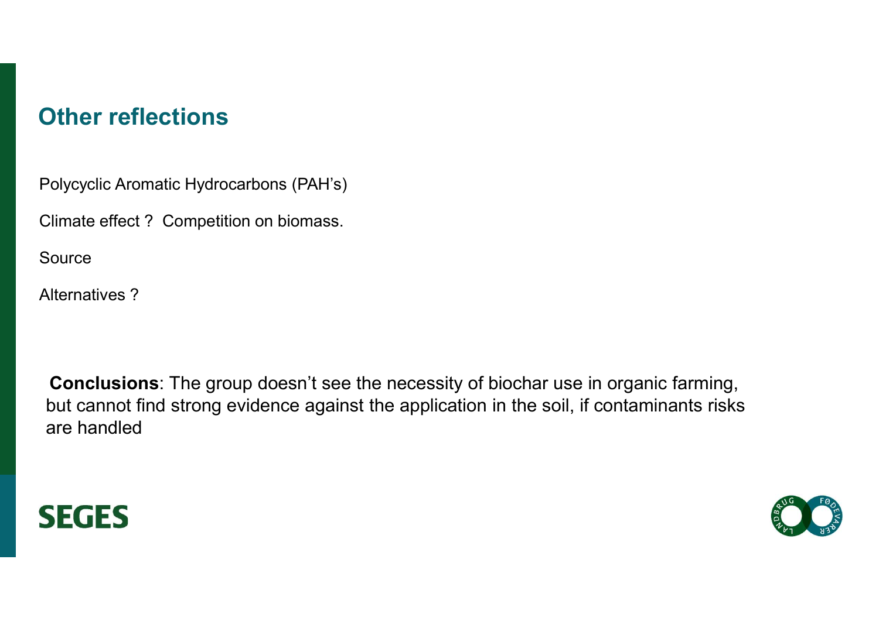## Other reflections

Polycyclic Aromatic Hydrocarbons (PAH's)

Climate effect ? Competition on biomass.

Source

Alternatives ?

**Conclusions**: The group doesn't see the necessity of biochar use in organic farming, but cannot find strong evidence against the application in the soil, if contaminants risks are handled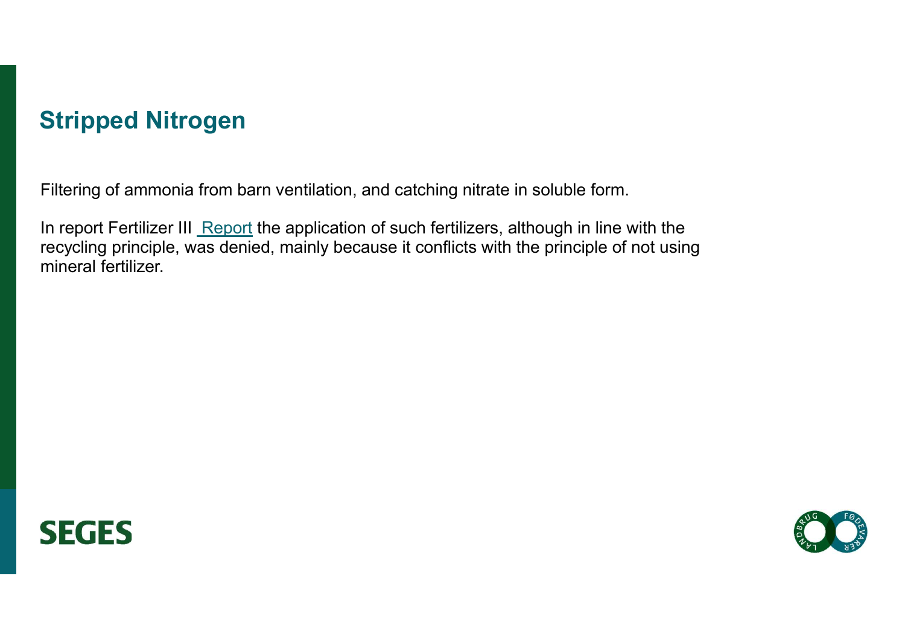## Stripped Nitrogen

Filtering of ammonia from barn ventilation, and catching nitrate in soluble form.

In report Fertilizer III  Report the application of such fertilizers, although in line with the recycling principle, was denied, mainly because it conflicts with the principle of not using mineral fertilizer.